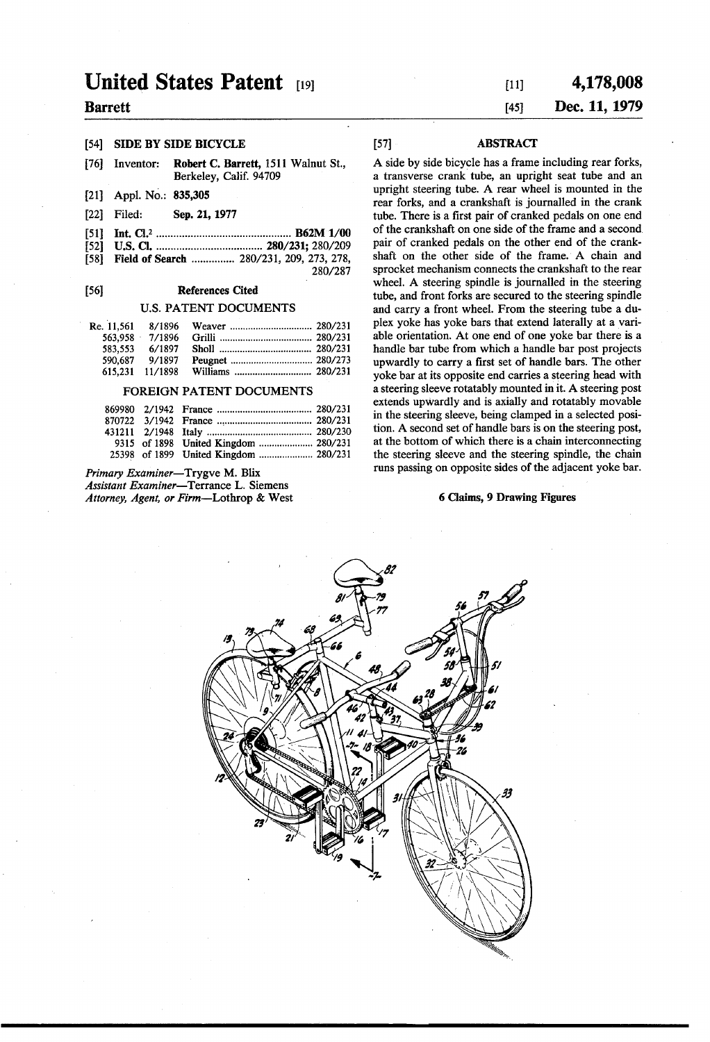# United States Patent [19]

**Barrett**

[11] **4,178,008**

[45] **Dec. 11, 1979**

[54] **SIDE BY SIDE BICYCLE**

[76] Inventor: **Robert C. Barrett**, 1511 Walnut St., Berkeley, Calif. 94709

[21] Appl. No.: **835,305**

[22] Filed: **Sep. 21, 1977**

[51] **Int. Cl.**[2] ................................................ **B62M 1/00**

[52] **U.S. Cl.** ..................................... **280/231**; 280/209

[58] **Field of Search** ............... 280/231, 209, 273, 278, 280/287

[56] **References Cited**

U.S. PATENT DOCUMENTS

| | | | |
|---|---|---|---|
| Re. 11,561 | 8/1896 | Weaver | 280/231 |
| 563,958 | 7/1896 | Grilli | 280/231 |
| 583,553 | 6/1897 | Sholl | 280/231 |
| 590,687 | 9/1897 | Peugnet | 280/273 |
| 615,231 | 11/1898 | Williams | 280/231 |

FOREIGN PATENT DOCUMENTS

| | | | |
|---|---|---|---|
| 869980 | 2/1942 | France | 280/231 |
| 870722 | 3/1942 | France | 280/231 |
| 431211 | 2/1948 | Italy | 280/230 |
| 9315 | of 1898 | United Kingdom | 280/231 |
| 25398 | of 1899 | United Kingdom | 280/231 |

*Primary Examiner*—Trygve M. Blix
*Assistant Examiner*—Terrance L. Siemens
*Attorney, Agent, or Firm*—Lothrop & West

[57] **ABSTRACT**

A side by side bicycle has a frame including rear forks, a transverse crank tube, an upright seat tube and an upright steering tube. A rear wheel is mounted in the rear forks, and a crankshaft is journalled in the crank tube. There is a first pair of cranked pedals on one end of the crankshaft on one side of the frame and a second pair of cranked pedals on the other end of the crankshaft on the other side of the frame. A chain and sprocket mechanism connects the crankshaft to the rear wheel. A steering spindle is journalled in the steering tube, and front forks are secured to the steering spindle and carry a front wheel. From the steering tube a duplex yoke has yoke bars that extend laterally at a variable orientation. At one end of one yoke bar there is a handle bar tube from which a handle bar post projects upwardly to carry a first set of handle bars. The other yoke bar at its opposite end carries a steering head with a steering sleeve rotatably mounted in it. A steering post extends upwardly and is axially and rotatably movable in the steering sleeve, being clamped in a selected position. A second set of handle bars is on the steering post, at the bottom of which there is a chain interconnecting the steering sleeve and the steering spindle, the chain runs passing on opposite sides of the adjacent yoke bar.

**6 Claims, 9 Drawing Figures**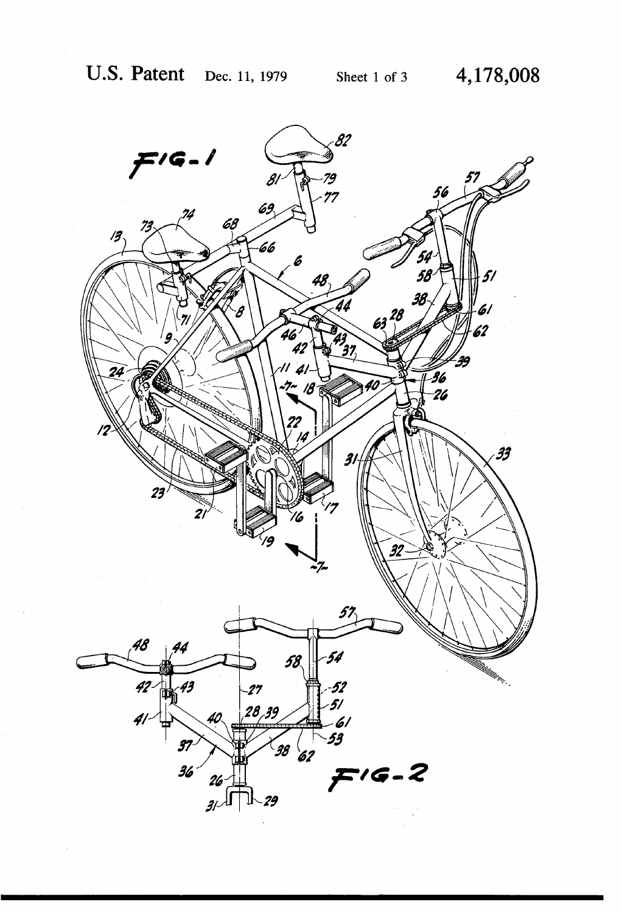FIG-1

FIG-2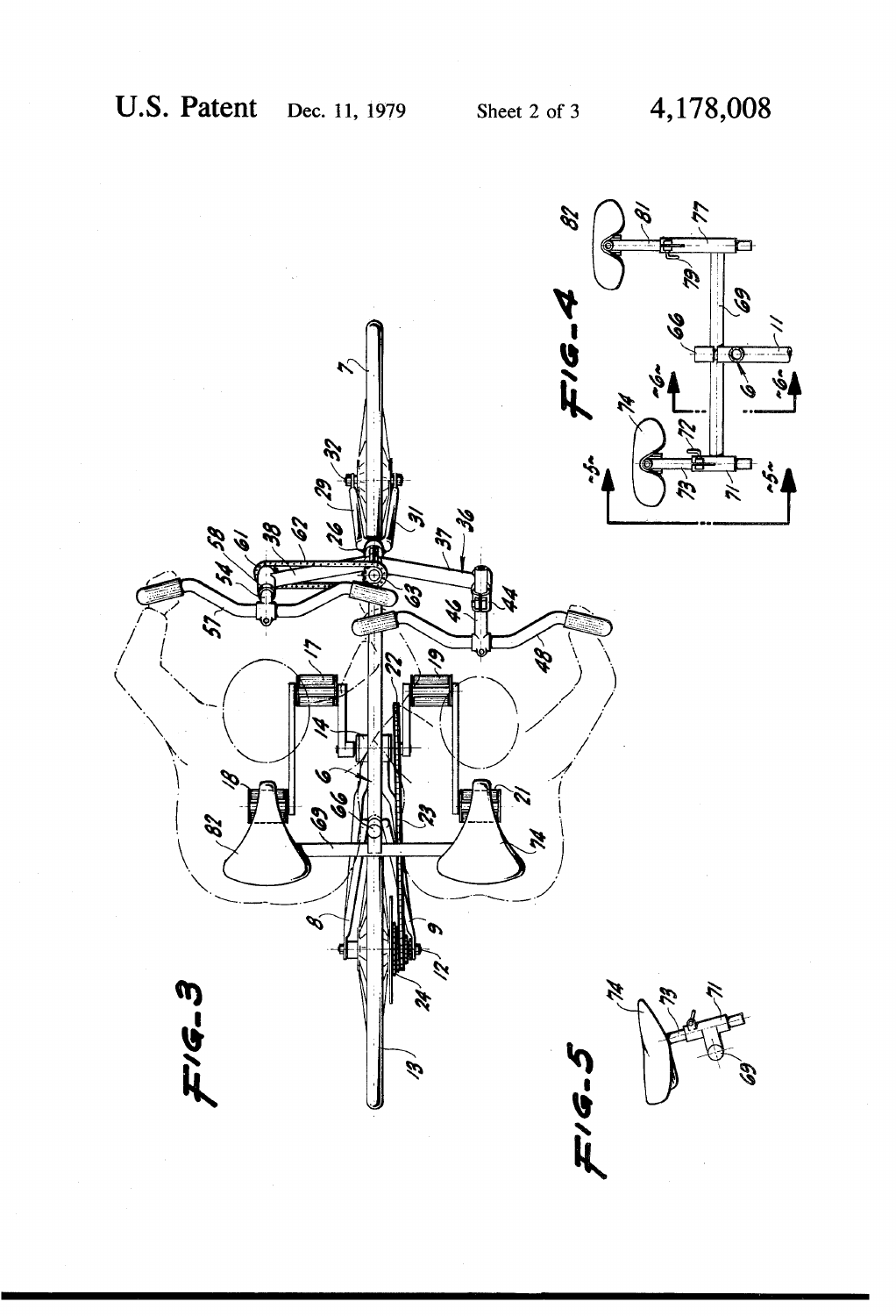FIG-3

FIG-4

FIG-5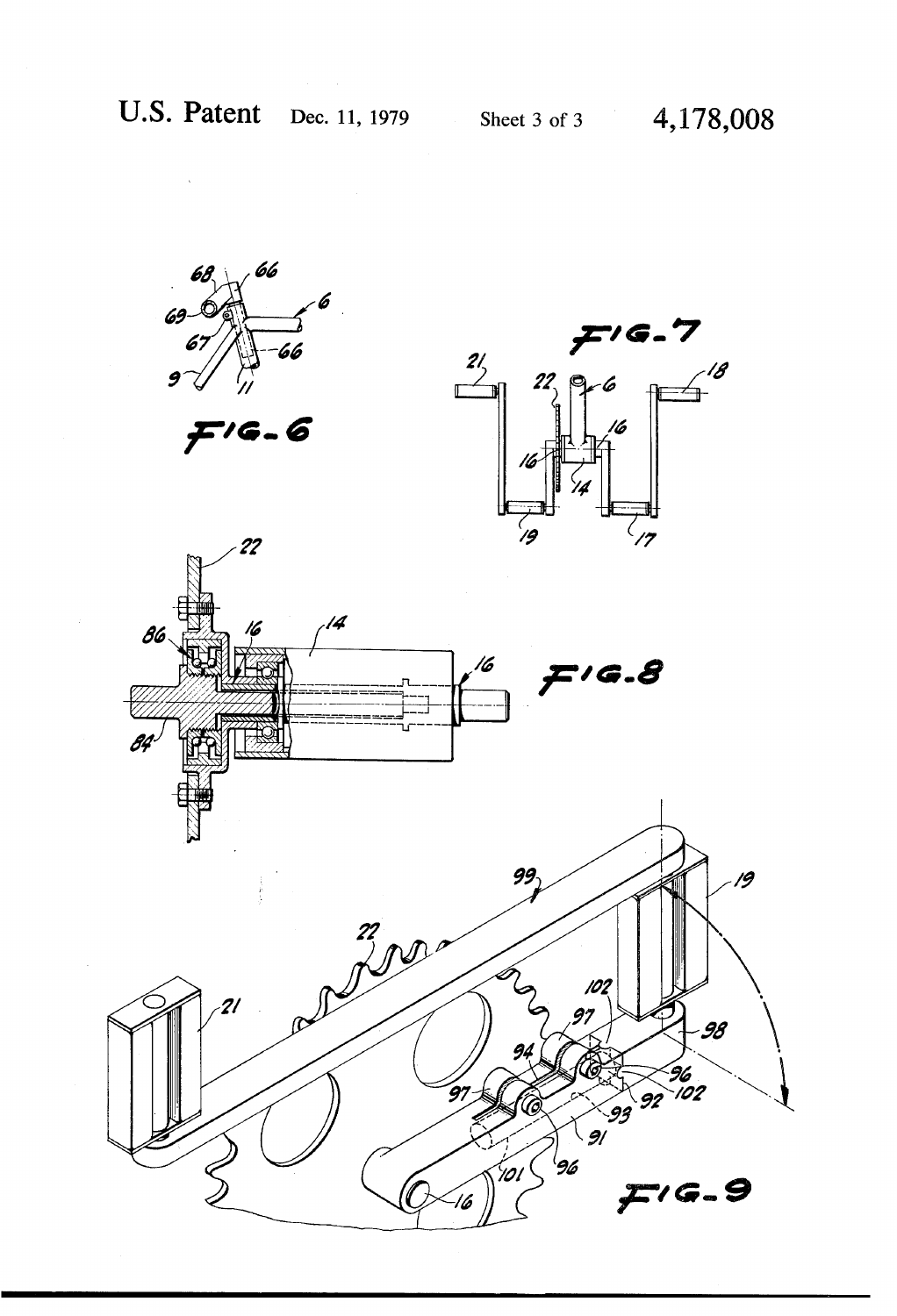FIG-6

FIG-7

FIG-8

FIG-9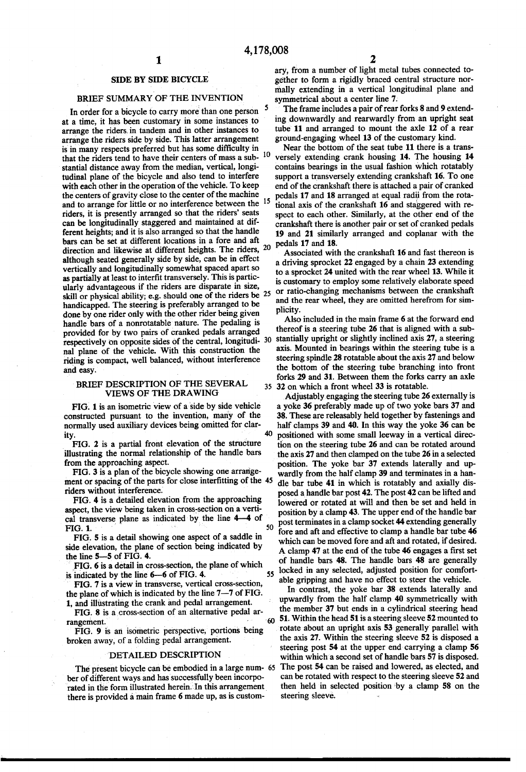## SIDE BY SIDE BICYCLE

### BRIEF SUMMARY OF THE INVENTION

In order for a bicycle to carry more than one person at a time, it has been customary in some instances to arrange the riders in tandem and in other instances to arrange the riders side by side. This latter arrangement is in many respects preferred but has some difficulty in that the riders tend to have their centers of mass a substantial distance away from the median, vertical, longitudinal plane of the bicycle and also tend to interfere with each other in the operation of the vehicle. To keep the centers of gravity close to the center of the machine and to arrange for little or no interference between the riders, it is presently arranged so that the riders' seats can be longitudinally staggered and maintained at different heights; and it is also arranged so that the handle bars can be set at different locations in a fore and aft direction and likewise at different heights. The riders, although seated generally side by side, can be in effect vertically and longitudinally somewhat spaced apart so as partially at least to interfit transversely. This is particularly advantageous if the riders are disparate in size, skill or physical ability; e.g. should one of the riders be handicapped. The steering is preferably arranged to be done by one rider only with the other rider being given handle bars of a nonrotatable nature. The pedaling is provided for by two pairs of cranked pedals arranged respectively on opposite sides of the central, longitudinal plane of the vehicle. With this construction the riding is compact, well balanced, without interference and easy.

### BRIEF DESCRIPTION OF THE SEVERAL VIEWS OF THE DRAWING

FIG. 1 is an isometric view of a side by side vehicle constructed pursuant to the invention, many of the normally used auxiliary devices being omitted for clarity.

FIG. 2 is a partial front elevation of the structure illustrating the normal relationship of the handle bars from the approaching aspect.

FIG. 3 is a plan of the bicycle showing one arrangement or spacing of the parts for close interfitting of the riders without interference.

FIG. 4 is a detailed elevation from the approaching aspect, the view being taken in cross-section on a vertical transverse plane as indicated by the line 4—4 of FIG. 1.

FIG. 5 is a detail showing one aspect of a saddle in side elevation, the plane of section being indicated by the line 5—5 of FIG. 4.

FIG. 6 is a detail in cross-section, the plane of which is indicated by the line 6—6 of FIG. 4.

FIG. 7 is a view in transverse, vertical cross-section, the plane of which is indicated by the line 7—7 of FIG. 1, and illustrating the crank and pedal arrangement.

FIG. 8 is a cross-section of an alternative pedal arrangement.

FIG. 9 is an isometric perspective, portions being broken away, of a folding pedal arrangement.

### DETAILED DESCRIPTION

The present bicycle can be embodied in a large number of different ways and has successfully been incorporated in the form illustrated herein. In this arrangement there is provided a main frame **6** made up, as is customary, from a number of light metal tubes connected together to form a rigidly braced central structure normally extending in a vertical longitudinal plane and symmetrical about a center line **7**.

The frame includes a pair of rear forks **8** and **9** extending downwardly and rearwardly from an upright seat tube **11** and arranged to mount the axle **12** of a rear ground-engaging wheel **13** of the customary kind.

Near the bottom of the seat tube **11** there is a transversely extending crank housing **14**. The housing **14** contains bearings in the usual fashion which rotatably support a transversely extending crankshaft **16**. To one end of the crankshaft there is attached a pair of cranked pedals **17** and **18** arranged at equal radii from the rotational axis of the crankshaft **16** and staggered with respect to each other. Similarly, at the other end of the crankshaft there is another pair or set of cranked pedals **19** and **21** similarly arranged and coplanar with the pedals **17** and **18**.

Associated with the crankshaft **16** and fast thereon is a driving sprocket **22** engaged by a chain **23** extending to a sprocket **24** united with the rear wheel **13**. While it is customary to employ some relatively elaborate speed or ratio-changing mechanisms between the crankshaft and the rear wheel, they are omitted herefrom for simplicity.

Also included in the main frame **6** at the forward end thereof is a steering tube **26** that is aligned with a substantially upright or slightly inclined axis **27**, a steering axis. Mounted in bearings within the steering tube is a steering spindle **28** rotatable about the axis **27** and below the bottom of the steering tube branching into front forks **29** and **31**. Between them the forks carry an axle **32** on which a front wheel **33** is rotatable.

Adjustably engaging the steering tube **26** externally is a yoke **36** preferably made up of two yoke bars **37** and **38**. These are releasably held together by fastenings and half clamps **39** and **40**. In this way the yoke **36** can be positioned with some small leeway in a vertical direction on the steering tube **26** and can be rotated around the axis **27** and then clamped on the tube **26** in a selected position. The yoke bar **37** extends laterally and upwardly from the half clamp **39** and terminates in a handle bar tube **41** in which is rotatably and axially disposed a handle bar post **42**. The post **42** can be lifted and lowered or rotated at will and then be set and held in position by a clamp **43**. The upper end of the handle bar post terminates in a clamp socket **44** extending generally fore and aft and effective to clamp a handle bar tube **46** which can be moved fore and aft and rotated, if desired. A clamp **47** at the end of the tube **46** engages a first set of handle bars **48**. The handle bars **48** are generally locked in any selected, adjusted position for comfortable gripping and have no effect to steer the vehicle.

In contrast, the yoke bar **38** extends laterally and upwardly from the half clamp **40** symmetrically with the member **37** but ends in a cylindrical steering head **51**. Within the head **51** is a steering sleeve **52** mounted to rotate about an upright axis **53** generally parallel with the axis **27**. Within the steering sleeve **52** is disposed a steering post **54** at the upper end carrying a clamp **56** within which a second set of handle bars **57** is disposed. The post **54** can be raised and lowered, as elected, and can be rotated with respect to the steering sleeve **52** and then held in selected position by a clamp **58** on the steering sleeve.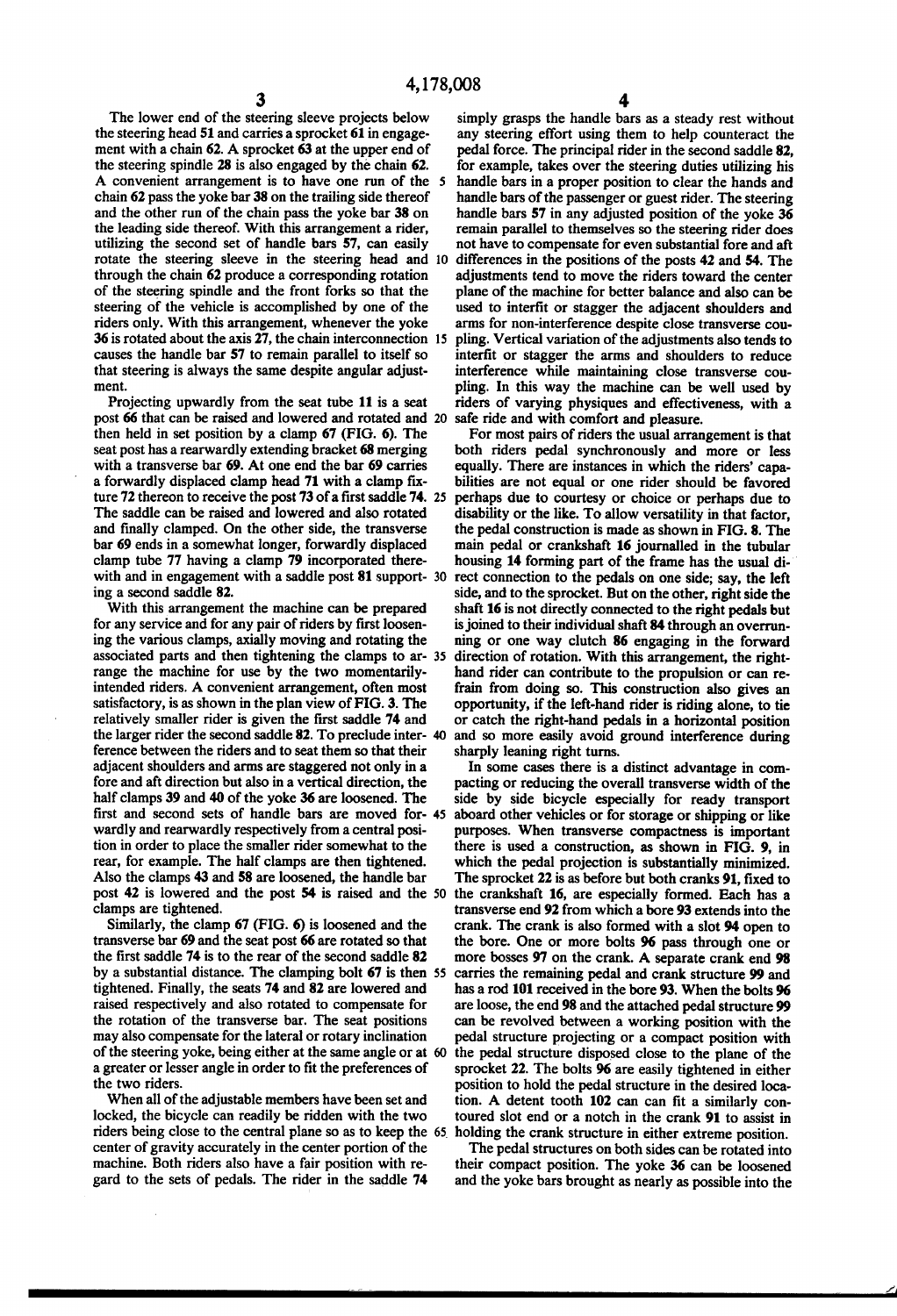The lower end of the steering sleeve projects below the steering head 51 and carries a sprocket 61 in engagement with a chain 62. A sprocket 63 at the upper end of the steering spindle 28 is also engaged by the chain 62. A convenient arrangement is to have one run of the chain 62 pass the yoke bar 38 on the trailing side thereof and the other run of the chain pass the yoke bar 38 on the leading side thereof. With this arrangement a rider, utilizing the second set of handle bars 57, can easily rotate the steering sleeve in the steering head and through the chain 62 produce a corresponding rotation of the steering spindle and the front forks so that the steering of the vehicle is accomplished by one of the riders only. With this arrangement, whenever the yoke 36 is rotated about the axis 27, the chain interconnection causes the handle bar 57 to remain parallel to itself so that steering is always the same despite angular adjustment.

Projecting upwardly from the seat tube 11 is a seat post 66 that can be raised and lowered and rotated and then held in set position by a clamp 67 (FIG. 6). The seat post has a rearwardly extending bracket 68 merging with a transverse bar 69. At one end the bar 69 carries a forwardly displaced clamp head 71 with a clamp fixture 72 thereon to receive the post 73 of a first saddle 74. The saddle can be raised and lowered and also rotated and finally clamped. On the other side, the transverse bar 69 ends in a somewhat longer, forwardly displaced clamp tube 77 having a clamp 79 incorporated therewith and in engagement with a saddle post 81 supporting a second saddle 82.

With this arrangement the machine can be prepared for any service and for any pair of riders by first loosening the various clamps, axially moving and rotating the associated parts and then tightening the clamps to arrange the machine for use by the two momentarily-intended riders. A convenient arrangement, often most satisfactory, is as shown in the plan view of FIG. 3. The relatively smaller rider is given the first saddle 74 and the larger rider the second saddle 82. To preclude interference between the riders and to seat them so that their adjacent shoulders and arms are staggered not only in a fore and aft direction but also in a vertical direction, the half clamps 39 and 40 of the yoke 36 are loosened. The first and second sets of handle bars are moved forwardly and rearwardly respectively from a central position in order to place the smaller rider somewhat to the rear, for example. The half clamps are then tightened. Also the clamps 43 and 58 are loosened, the handle bar post 42 is lowered and the post 54 is raised and the clamps are tightened.

Similarly, the clamp 67 (FIG. 6) is loosened and the transverse bar 69 and the seat post 66 are rotated so that the first saddle 74 is to the rear of the second saddle 82 by a substantial distance. The clamping bolt 67 is then tightened. Finally, the seats 74 and 82 are lowered and raised respectively and also rotated to compensate for the rotation of the transverse bar. The seat positions may also compensate for the lateral or rotary inclination of the steering yoke, being either at the same angle or at a greater or lesser angle in order to fit the preferences of the two riders.

When all of the adjustable members have been set and locked, the bicycle can readily be ridden with the two riders being close to the central plane so as to keep the center of gravity accurately in the center portion of the machine. Both riders also have a fair position with regard to the sets of pedals. The rider in the saddle 74 simply grasps the handle bars as a steady rest without any steering effort using them to help counteract the pedal force. The principal rider in the second saddle 82, for example, takes over the steering duties utilizing his handle bars in a proper position to clear the hands and handle bars of the passenger or guest rider. The steering handle bars 57 in any adjusted position of the yoke 36 remain parallel to themselves so the steering rider does not have to compensate for even substantial fore and aft differences in the positions of the posts 42 and 54. The adjustments tend to move the riders toward the center plane of the machine for better balance and also can be used to interfit or stagger the adjacent shoulders and arms for non-interference despite close transverse coupling. Vertical variation of the adjustments also tends to interfit or stagger the arms and shoulders to reduce interference while maintaining close transverse coupling. In this way the machine can be well used by riders of varying physiques and effectiveness, with a safe ride and with comfort and pleasure.

For most pairs of riders the usual arrangement is that both riders pedal synchronously and more or less equally. There are instances in which the riders' capabilities are not equal or one rider should be favored perhaps due to courtesy or choice or perhaps due to disability or the like. To allow versatility in that factor, the pedal construction is made as shown in FIG. 8. The main pedal or crankshaft 16 journalled in the tubular housing 14 forming part of the frame has the usual direct connection to the pedals on one side; say, the left side, and to the sprocket. But on the other, right side the shaft 16 is not directly connected to the right pedals but is joined to their individual shaft 84 through an overrunning or one way clutch 86 engaging in the forward direction of rotation. With this arrangement, the right-hand rider can contribute to the propulsion or can refrain from doing so. This construction also gives an opportunity, if the left-hand rider is riding alone, to tie or catch the right-hand pedals in a horizontal position and so more easily avoid ground interference during sharply leaning right turns.

In some cases there is a distinct advantage in compacting or reducing the overall transverse width of the side by side bicycle especially for ready transport aboard other vehicles or for storage or shipping or like purposes. When transverse compactness is important there is used a construction, as shown in FIG. 9, in which the pedal projection is substantially minimized. The sprocket 22 is as before but both cranks 91, fixed to the crankshaft 16, are especially formed. Each has a transverse end 92 from which a bore 93 extends into the crank. The crank is also formed with a slot 94 open to the bore. One or more bolts 96 pass through one or more bosses 97 on the crank. A separate crank end 98 carries the remaining pedal and crank structure 99 and has a rod 101 received in the bore 93. When the bolts 96 are loose, the end 98 and the attached pedal structure 99 can be revolved between a working position with the pedal structure projecting or a compact position with the pedal structure disposed close to the plane of the sprocket 22. The bolts 96 are easily tightened in either position to hold the pedal structure in the desired location. A detent tooth 102 can can fit a similarly contoured slot end or a notch in the crank 91 to assist in holding the crank structure in either extreme position.

The pedal structures on both sides can be rotated into their compact position. The yoke 36 can be loosened and the yoke bars brought as nearly as possible into the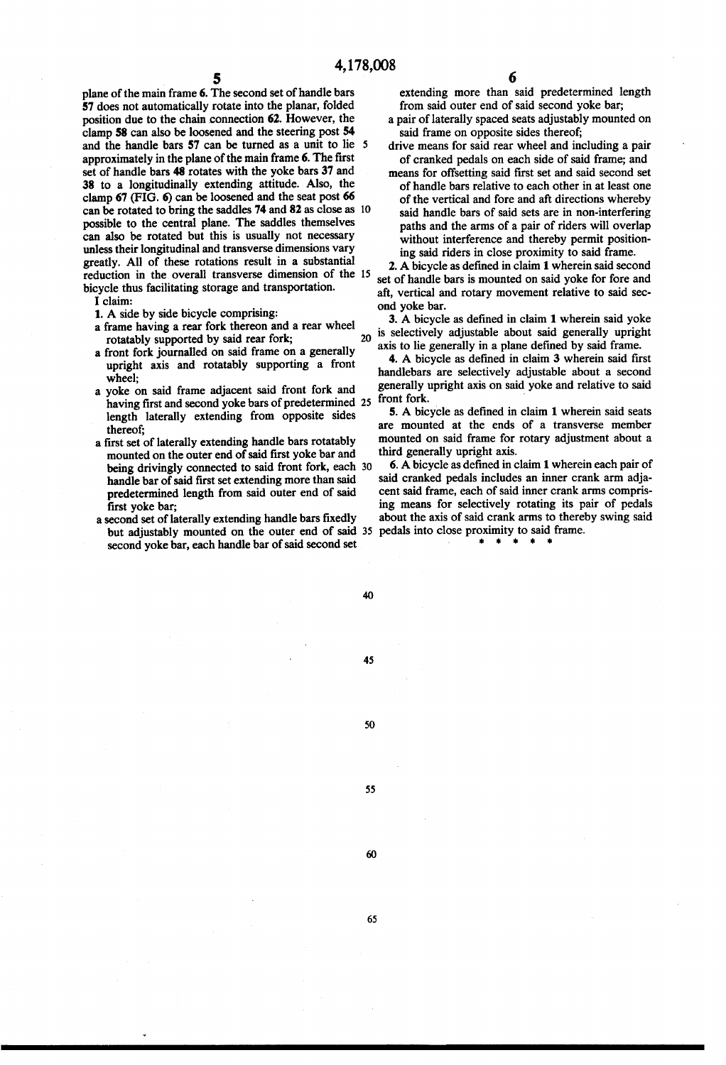plane of the main frame 6. The second set of handle bars 57 does not automatically rotate into the planar, folded position due to the chain connection 62. However, the clamp 58 can also be loosened and the steering post 54 and the handle bars 57 can be turned as a unit to lie approximately in the plane of the main frame 6. The first set of handle bars 48 rotates with the yoke bars 37 and 38 to a longitudinally extending attitude. Also, the clamp 67 (FIG. 6) can be loosened and the seat post 66 can be rotated to bring the saddles 74 and 82 as close as possible to the central plane. The saddles themselves can also be rotated but this is usually not necessary unless their longitudinal and transverse dimensions vary greatly. All of these rotations result in a substantial reduction in the overall transverse dimension of the bicycle thus facilitating storage and transportation.

I claim:

1. A side by side bicycle comprising:
   - a frame having a rear fork thereon and a rear wheel rotatably supported by said rear fork;
   - a front fork journalled on said frame on a generally upright axis and rotatably supporting a front wheel;
   - a yoke on said frame adjacent said front fork and having first and second yoke bars of predetermined length laterally extending from opposite sides thereof;
   - a first set of laterally extending handle bars rotatably mounted on the outer end of said first yoke bar and being drivingly connected to said front fork, each handle bar of said first set extending more than said predetermined length from said outer end of said first yoke bar;
   - a second set of laterally extending handle bars fixedly but adjustably mounted on the outer end of said second yoke bar, each handle bar of said second set extending more than said predetermined length from said outer end of said second yoke bar;
   - a pair of laterally spaced seats adjustably mounted on said frame on opposite sides thereof;
   - drive means for said rear wheel and including a pair of cranked pedals on each side of said frame; and
   - means for offsetting said first set and said second set of handle bars relative to each other in at least one of the vertical and fore and aft directions whereby said handle bars of said sets are in non-interfering paths and the arms of a pair of riders will overlap without interference and thereby permit positioning said riders in close proximity to said frame.

2. A bicycle as defined in claim 1 wherein said second set of handle bars is mounted on said yoke for fore and aft, vertical and rotary movement relative to said second yoke bar.

3. A bicycle as defined in claim 1 wherein said yoke is selectively adjustable about said generally upright axis to lie generally in a plane defined by said frame.

4. A bicycle as defined in claim 3 wherein said first handlebars are selectively adjustable about a second generally upright axis on said yoke and relative to said front fork.

5. A bicycle as defined in claim 1 wherein said seats are mounted at the ends of a transverse member mounted on said frame for rotary adjustment about a third generally upright axis.

6. A bicycle as defined in claim 1 wherein each pair of said cranked pedals includes an inner crank arm adjacent said frame, each of said inner crank arms comprising means for selectively rotating its pair of pedals about the axis of said crank arms to thereby swing said pedals into close proximity to said frame.

* * * * *